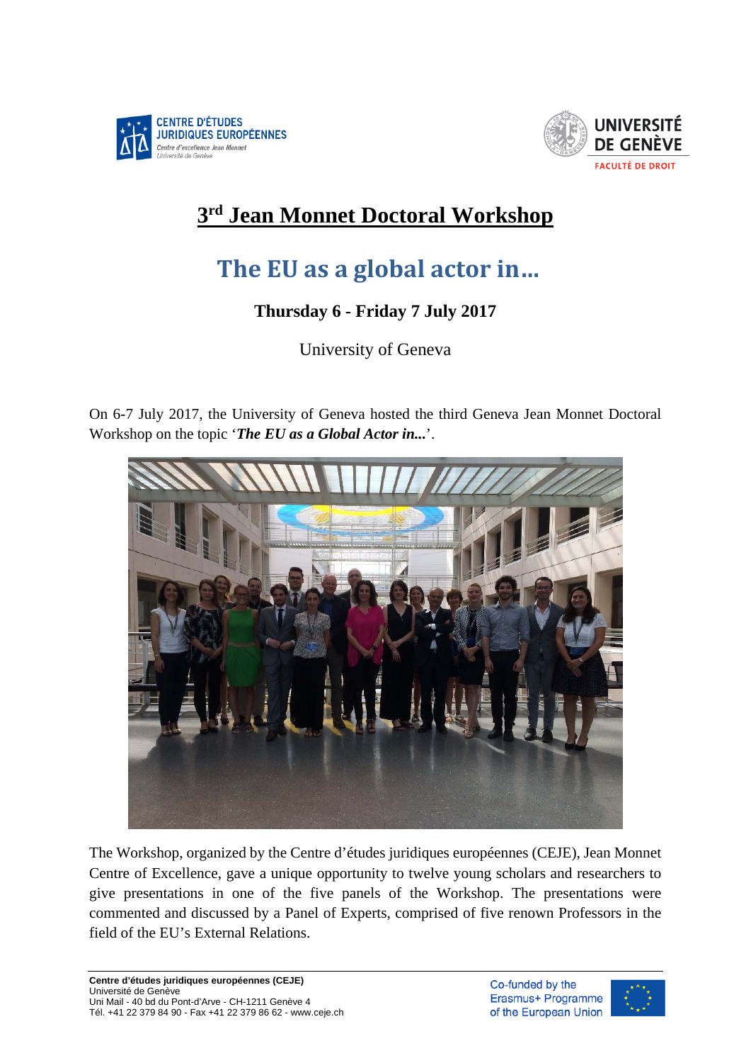# 3rd Jean Monnet Doctoral Workshop

## The EU as a global actor in…

**Thursday 6 - Friday 7 July 2017**

University of Geneva

On 6-7 July 2017, the University of Geneva hosted the third Geneva Jean Monnet Doctoral Workshop on the topic '***The EU as a Global Actor in...***'.

The Workshop, organized by the Centre d'études juridiques européennes (CEJE), Jean Monnet Centre of Excellence, gave a unique opportunity to twelve young scholars and researchers to give presentations in one of the five panels of the Workshop. The presentations were commented and discussed by a Panel of Experts, comprised of five renown Professors in the field of the EU's External Relations.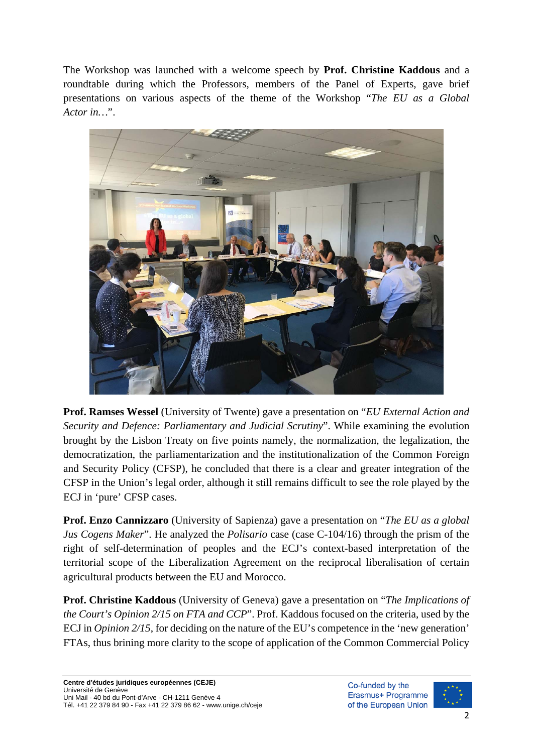The Workshop was launched with a welcome speech by **Prof. Christine Kaddous** and a roundtable during which the Professors, members of the Panel of Experts, gave brief presentations on various aspects of the theme of the Workshop "*The EU as a Global Actor in…*".

**Prof. Ramses Wessel** (University of Twente) gave a presentation on "*EU External Action and Security and Defence: Parliamentary and Judicial Scrutiny*". While examining the evolution brought by the Lisbon Treaty on five points namely, the normalization, the legalization, the democratization, the parliamentarization and the institutionalization of the Common Foreign and Security Policy (CFSP), he concluded that there is a clear and greater integration of the CFSP in the Union's legal order, although it still remains difficult to see the role played by the ECJ in 'pure' CFSP cases.

**Prof. Enzo Cannizzaro** (University of Sapienza) gave a presentation on "*The EU as a global Jus Cogens Maker*". He analyzed the *Polisario* case (case C-104/16) through the prism of the right of self-determination of peoples and the ECJ's context-based interpretation of the territorial scope of the Liberalization Agreement on the reciprocal liberalisation of certain agricultural products between the EU and Morocco.

**Prof. Christine Kaddous** (University of Geneva) gave a presentation on "*The Implications of the Court's Opinion 2/15 on FTA and CCP*". Prof. Kaddous focused on the criteria, used by the ECJ in *Opinion 2/15*, for deciding on the nature of the EU's competence in the 'new generation' FTAs, thus brining more clarity to the scope of application of the Common Commercial Policy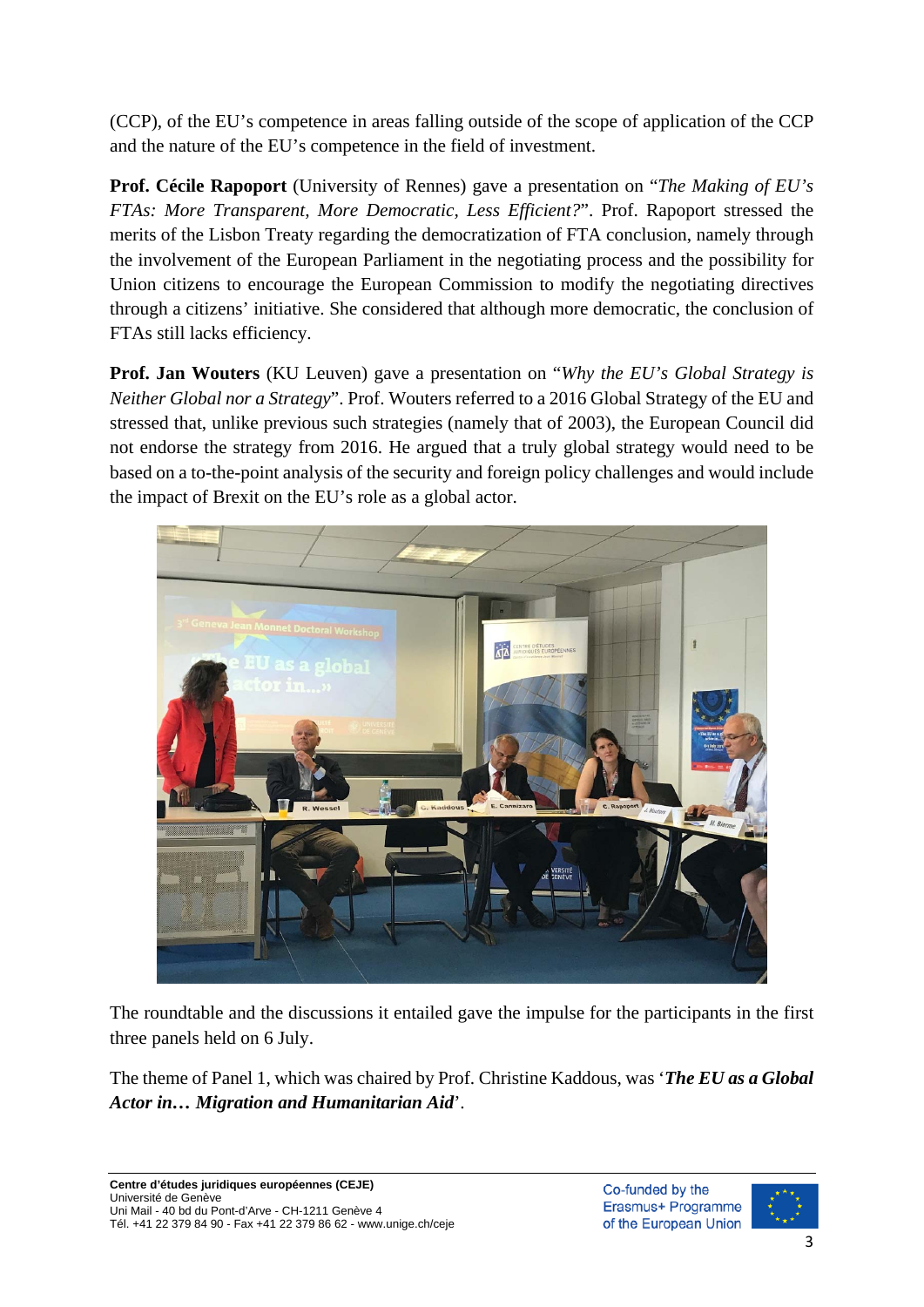(CCP), of the EU's competence in areas falling outside of the scope of application of the CCP and the nature of the EU's competence in the field of investment.

**Prof. Cécile Rapoport** (University of Rennes) gave a presentation on "*The Making of EU's FTAs: More Transparent, More Democratic, Less Efficient?*". Prof. Rapoport stressed the merits of the Lisbon Treaty regarding the democratization of FTA conclusion, namely through the involvement of the European Parliament in the negotiating process and the possibility for Union citizens to encourage the European Commission to modify the negotiating directives through a citizens' initiative. She considered that although more democratic, the conclusion of FTAs still lacks efficiency.

**Prof. Jan Wouters** (KU Leuven) gave a presentation on "*Why the EU's Global Strategy is Neither Global nor a Strategy*". Prof. Wouters referred to a 2016 Global Strategy of the EU and stressed that, unlike previous such strategies (namely that of 2003), the European Council did not endorse the strategy from 2016. He argued that a truly global strategy would need to be based on a to-the-point analysis of the security and foreign policy challenges and would include the impact of Brexit on the EU's role as a global actor.

The roundtable and the discussions it entailed gave the impulse for the participants in the first three panels held on 6 July.

The theme of Panel 1, which was chaired by Prof. Christine Kaddous, was '***The EU as a Global Actor in… Migration and Humanitarian Aid***'.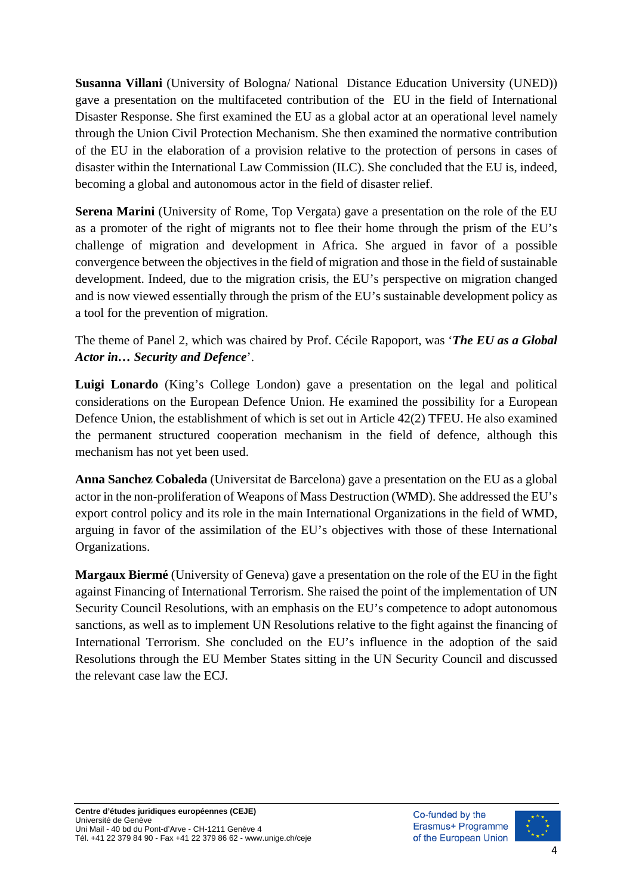**Susanna Villani** (University of Bologna/ National Distance Education University (UNED)) gave a presentation on the multifaceted contribution of the EU in the field of International Disaster Response. She first examined the EU as a global actor at an operational level namely through the Union Civil Protection Mechanism. She then examined the normative contribution of the EU in the elaboration of a provision relative to the protection of persons in cases of disaster within the International Law Commission (ILC). She concluded that the EU is, indeed, becoming a global and autonomous actor in the field of disaster relief.

**Serena Marini** (University of Rome, Top Vergata) gave a presentation on the role of the EU as a promoter of the right of migrants not to flee their home through the prism of the EU's challenge of migration and development in Africa. She argued in favor of a possible convergence between the objectives in the field of migration and those in the field of sustainable development. Indeed, due to the migration crisis, the EU's perspective on migration changed and is now viewed essentially through the prism of the EU's sustainable development policy as a tool for the prevention of migration.

The theme of Panel 2, which was chaired by Prof. Cécile Rapoport, was '***The EU as a Global Actor in… Security and Defence***'.

**Luigi Lonardo** (King's College London) gave a presentation on the legal and political considerations on the European Defence Union. He examined the possibility for a European Defence Union, the establishment of which is set out in Article 42(2) TFEU. He also examined the permanent structured cooperation mechanism in the field of defence, although this mechanism has not yet been used.

**Anna Sanchez Cobaleda** (Universitat de Barcelona) gave a presentation on the EU as a global actor in the non-proliferation of Weapons of Mass Destruction (WMD). She addressed the EU's export control policy and its role in the main International Organizations in the field of WMD, arguing in favor of the assimilation of the EU's objectives with those of these International Organizations.

**Margaux Biermé** (University of Geneva) gave a presentation on the role of the EU in the fight against Financing of International Terrorism. She raised the point of the implementation of UN Security Council Resolutions, with an emphasis on the EU's competence to adopt autonomous sanctions, as well as to implement UN Resolutions relative to the fight against the financing of International Terrorism. She concluded on the EU's influence in the adoption of the said Resolutions through the EU Member States sitting in the UN Security Council and discussed the relevant case law the ECJ.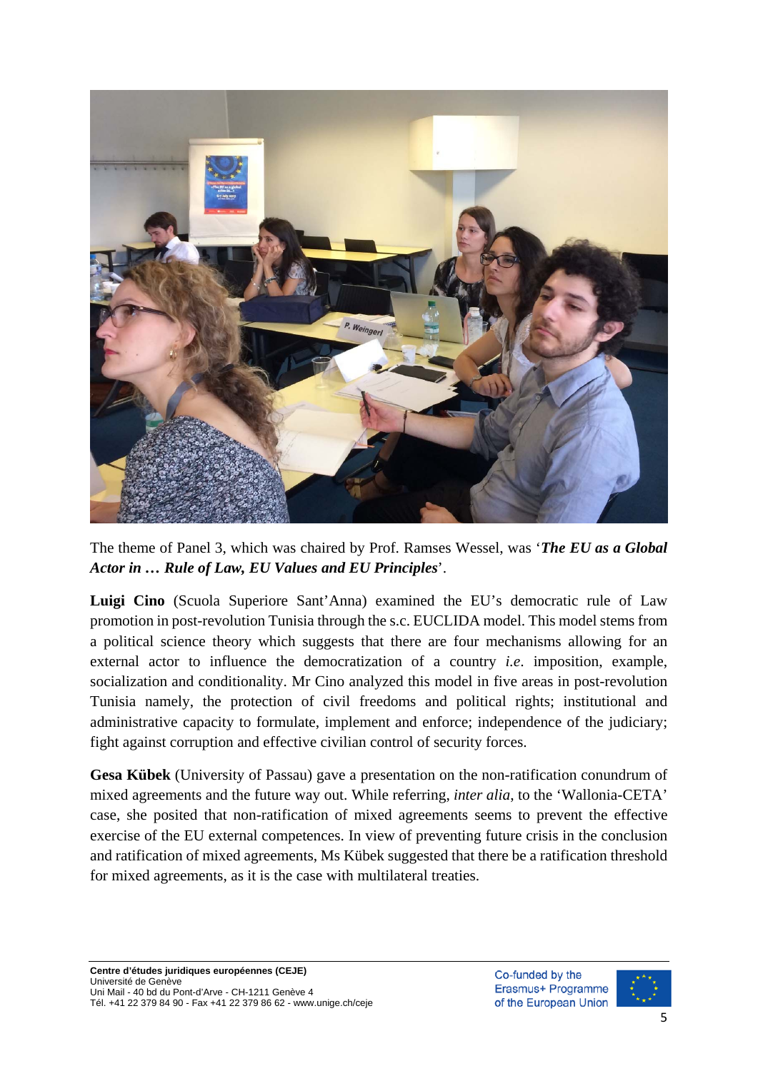The theme of Panel 3, which was chaired by Prof. Ramses Wessel, was '***The EU as a Global Actor in … Rule of Law, EU Values and EU Principles***'.

**Luigi Cino** (Scuola Superiore Sant'Anna) examined the EU's democratic rule of Law promotion in post-revolution Tunisia through the s.c. EUCLIDA model. This model stems from a political science theory which suggests that there are four mechanisms allowing for an external actor to influence the democratization of a country *i.e*. imposition, example, socialization and conditionality. Mr Cino analyzed this model in five areas in post-revolution Tunisia namely, the protection of civil freedoms and political rights; institutional and administrative capacity to formulate, implement and enforce; independence of the judiciary; fight against corruption and effective civilian control of security forces.

**Gesa Kübek** (University of Passau) gave a presentation on the non-ratification conundrum of mixed agreements and the future way out. While referring, *inter alia*, to the 'Wallonia-CETA' case, she posited that non-ratification of mixed agreements seems to prevent the effective exercise of the EU external competences. In view of preventing future crisis in the conclusion and ratification of mixed agreements, Ms Kübek suggested that there be a ratification threshold for mixed agreements, as it is the case with multilateral treaties.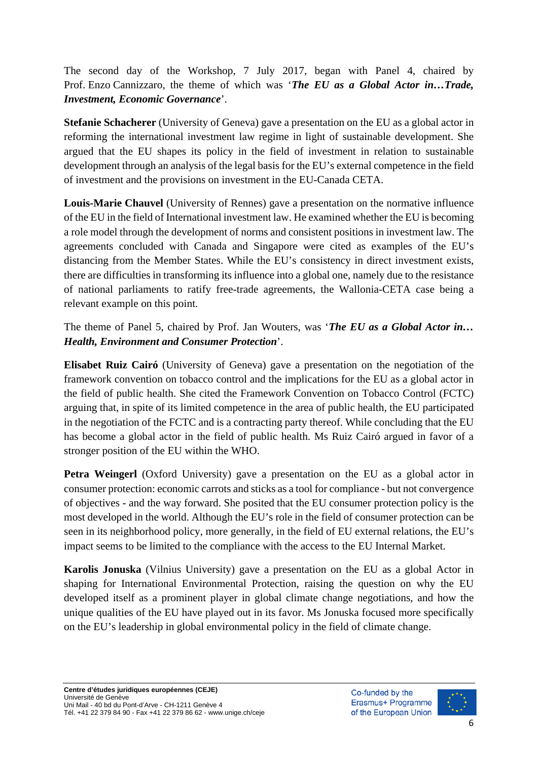The second day of the Workshop, 7 July 2017, began with Panel 4, chaired by Prof. Enzo Cannizzaro, the theme of which was '***The EU as a Global Actor in…Trade, Investment, Economic Governance***'.

**Stefanie Schacherer** (University of Geneva) gave a presentation on the EU as a global actor in reforming the international investment law regime in light of sustainable development. She argued that the EU shapes its policy in the field of investment in relation to sustainable development through an analysis of the legal basis for the EU's external competence in the field of investment and the provisions on investment in the EU-Canada CETA.

**Louis-Marie Chauvel** (University of Rennes) gave a presentation on the normative influence of the EU in the field of International investment law. He examined whether the EU is becoming a role model through the development of norms and consistent positions in investment law. The agreements concluded with Canada and Singapore were cited as examples of the EU's distancing from the Member States. While the EU's consistency in direct investment exists, there are difficulties in transforming its influence into a global one, namely due to the resistance of national parliaments to ratify free-trade agreements, the Wallonia-CETA case being a relevant example on this point.

The theme of Panel 5, chaired by Prof. Jan Wouters, was '***The EU as a Global Actor in… Health, Environment and Consumer Protection***'.

**Elisabet Ruiz Cairó** (University of Geneva) gave a presentation on the negotiation of the framework convention on tobacco control and the implications for the EU as a global actor in the field of public health. She cited the Framework Convention on Tobacco Control (FCTC) arguing that, in spite of its limited competence in the area of public health, the EU participated in the negotiation of the FCTC and is a contracting party thereof. While concluding that the EU has become a global actor in the field of public health. Ms Ruiz Cairó argued in favor of a stronger position of the EU within the WHO.

**Petra Weingerl** (Oxford University) gave a presentation on the EU as a global actor in consumer protection: economic carrots and sticks as a tool for compliance - but not convergence of objectives - and the way forward. She posited that the EU consumer protection policy is the most developed in the world. Although the EU's role in the field of consumer protection can be seen in its neighborhood policy, more generally, in the field of EU external relations, the EU's impact seems to be limited to the compliance with the access to the EU Internal Market.

**Karolis Jonuska** (Vilnius University) gave a presentation on the EU as a global Actor in shaping for International Environmental Protection, raising the question on why the EU developed itself as a prominent player in global climate change negotiations, and how the unique qualities of the EU have played out in its favor. Ms Jonuska focused more specifically on the EU's leadership in global environmental policy in the field of climate change.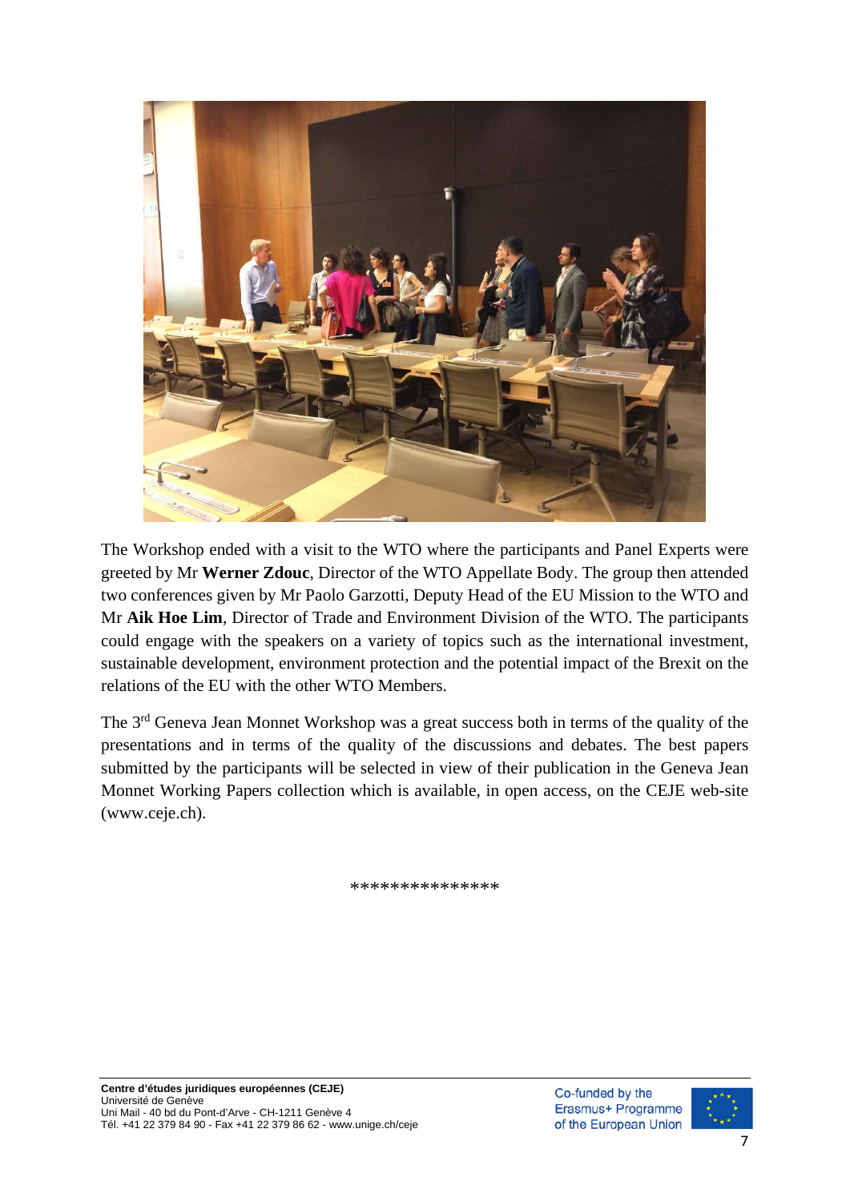The Workshop ended with a visit to the WTO where the participants and Panel Experts were greeted by Mr **Werner Zdouc**, Director of the WTO Appellate Body. The group then attended two conferences given by Mr Paolo Garzotti, Deputy Head of the EU Mission to the WTO and Mr **Aik Hoe Lim**, Director of Trade and Environment Division of the WTO. The participants could engage with the speakers on a variety of topics such as the international investment, sustainable development, environment protection and the potential impact of the Brexit on the relations of the EU with the other WTO Members.

The 3rd Geneva Jean Monnet Workshop was a great success both in terms of the quality of the presentations and in terms of the quality of the discussions and debates. The best papers submitted by the participants will be selected in view of their publication in the Geneva Jean Monnet Working Papers collection which is available, in open access, on the CEJE web-site (www.ceje.ch).

***************

**Centre d'études juridiques européennes (CEJE)**
Université de Genève
Uni Mail - 40 bd du Pont-d'Arve - CH-1211 Genève 4
Tél. +41 22 379 84 90 - Fax +41 22 379 86 62 - www.unige.ch/ceje

Co-funded by the Erasmus+ Programme of the European Union